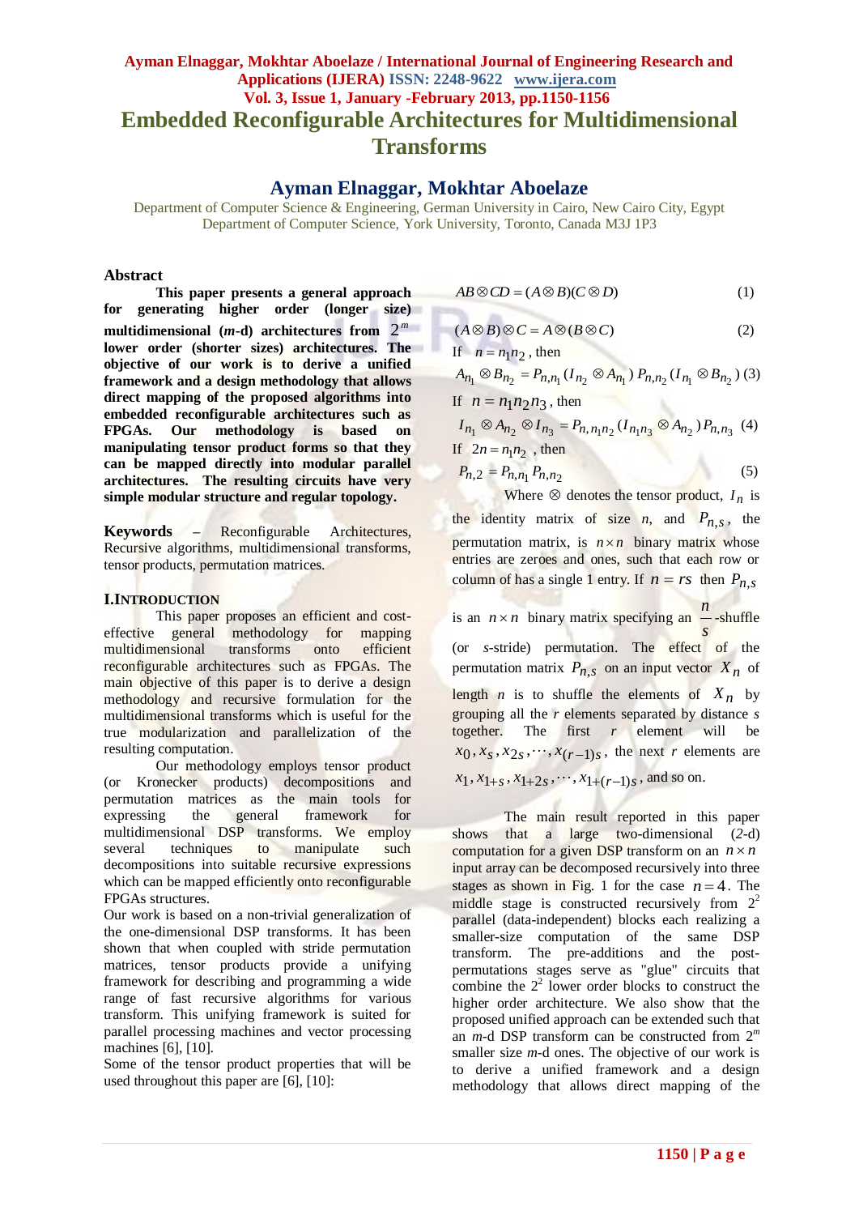# Embedded Reconfigurable Architectures for Multidimensional Transforms

## Ayman Elnaggar, Mokhtar Aboelaze

Department of Computer Science & Engineering, German University in Cairo, New Cairo City, Egypt
Department of Computer Science, York University, Toronto, Canada M3J 1P3

### Abstract

**This paper presents a general approach for generating higher order (longer size) multidimensional (*m*-d) architectures from $2^m$ lower order (shorter sizes) architectures. The objective of our work is to derive a unified framework and a design methodology that allows direct mapping of the proposed algorithms into embedded reconfigurable architectures such as FPGAs. Our methodology is based on manipulating tensor product forms so that they can be mapped directly into modular parallel architectures. The resulting circuits have very simple modular structure and regular topology.**

**Keywords** – Reconfigurable Architectures, Recursive algorithms, multidimensional transforms, tensor products, permutation matrices.

### I. Introduction

This paper proposes an efficient and cost-effective general methodology for mapping multidimensional transforms onto efficient reconfigurable architectures such as FPGAs. The main objective of this paper is to derive a design methodology and recursive formulation for the multidimensional transforms which is useful for the true modularization and parallelization of the resulting computation.

Our methodology employs tensor product (or Kronecker products) decompositions and permutation matrices as the main tools for expressing the general framework for multidimensional DSP transforms. We employ several techniques to manipulate such decompositions into suitable recursive expressions which can be mapped efficiently onto reconfigurable FPGAs structures.

Our work is based on a non-trivial generalization of the one-dimensional DSP transforms. It has been shown that when coupled with stride permutation matrices, tensor products provide a unifying framework for describing and programming a wide range of fast recursive algorithms for various transform. This unifying framework is suited for parallel processing machines and vector processing machines [6], [10].

Some of the tensor product properties that will be used throughout this paper are [6], [10]:

$$AB \otimes CD = (A \otimes B)(C \otimes D) \quad (1)$$

$$(A \otimes B) \otimes C = A \otimes (B \otimes C) \quad (2)$$

If $n = n_1 n_2$, then

$$A_{n_1} \otimes B_{n_2} = P_{n,n_1}(I_{n_2} \otimes A_{n_1}) P_{n,n_2}(I_{n_1} \otimes B_{n_2}) \quad (3)$$

If $n = n_1 n_2 n_3$, then

$$I_{n_1} \otimes A_{n_2} \otimes I_{n_3} = P_{n,n_1 n_2}(I_{n_1 n_3} \otimes A_{n_2}) P_{n,n_3} \quad (4)$$

If $2n = n_1 n_2$, then

$$P_{n,2} = P_{n,n_1} P_{n,n_2} \quad (5)$$

Where $\otimes$ denotes the tensor product, $I_n$ is the identity matrix of size *n*, and $P_{n,s}$, the permutation matrix, is $n \times n$ binary matrix whose entries are zeroes and ones, such that each row or column of has a single 1 entry. If $n = rs$ then $P_{n,s}$ is an $n \times n$ binary matrix specifying an $\frac{n}{s}$-shuffle (or *s*-stride) permutation. The effect of the permutation matrix $P_{n,s}$ on an input vector $X_n$ of length *n* is to shuffle the elements of $X_n$ by grouping all the *r* elements separated by distance *s* together. The first *r* element will be $x_0, x_s, x_{2s}, \cdots, x_{(r-1)s}$, the next *r* elements are $x_1, x_{1+s}, x_{1+2s}, \cdots, x_{1+(r-1)s}$, and so on.

The main result reported in this paper shows that a large two-dimensional (*2*-d) computation for a given DSP transform on an $n \times n$ input array can be decomposed recursively into three stages as shown in Fig. 1 for the case $n = 4$. The middle stage is constructed recursively from $2^2$ parallel (data-independent) blocks each realizing a smaller-size computation of the same DSP transform. The pre-additions and the post-permutations stages serve as "glue" circuits that combine the $2^2$ lower order blocks to construct the higher order architecture. We also show that the proposed unified approach can be extended such that an *m*-d DSP transform can be constructed from $2^m$ smaller size *m*-d ones. The objective of our work is to derive a unified framework and a design methodology that allows direct mapping of the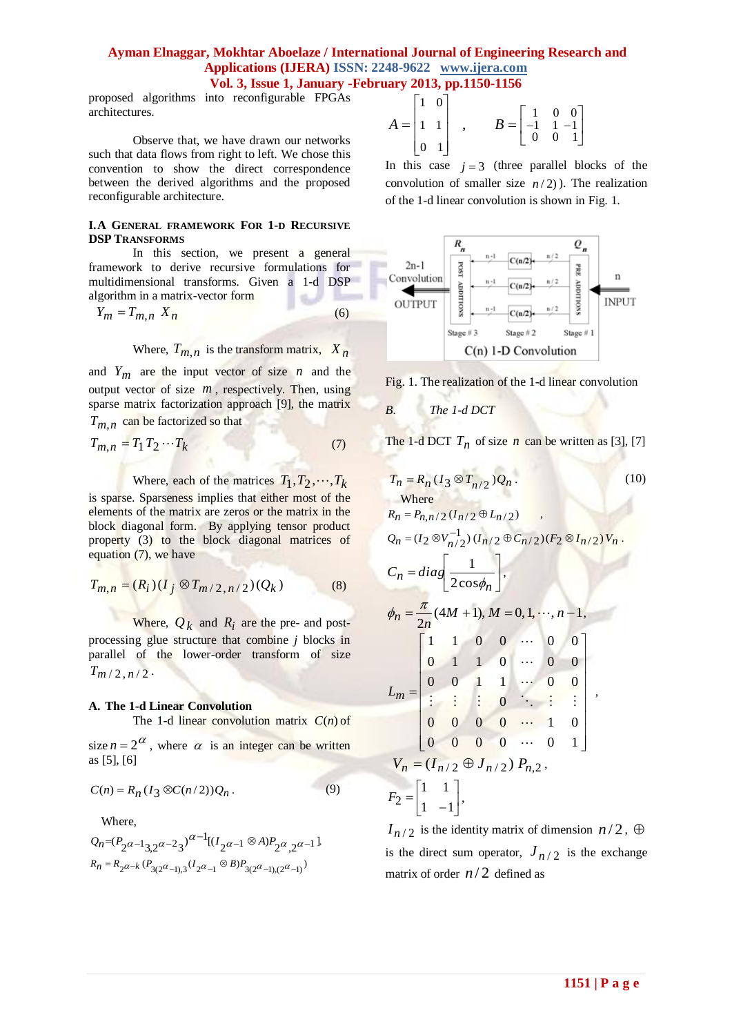proposed algorithms into reconfigurable FPGAs architectures.

Observe that, we have drawn our networks such that data flows from right to left. We chose this convention to show the direct correspondence between the derived algorithms and the proposed reconfigurable architecture.

### I.A General framework For 1-d Recursive DSP Transforms

In this section, we present a general framework to derive recursive formulations for multidimensional transforms. Given a 1-d DSP algorithm in a matrix-vector form

$$Y_m = T_{m,n} X_n \tag{6}$$

Where, $T_{m,n}$ is the transform matrix, $X_n$ and $Y_m$ are the input vector of size $n$ and the output vector of size $m$, respectively. Then, using sparse matrix factorization approach [9], the matrix $T_{m,n}$ can be factorized so that

$$T_{m,n} = T_1 T_2 \cdots T_k \tag{7}$$

Where, each of the matrices $T_1, T_2, \cdots, T_k$ is sparse. Sparseness implies that either most of the elements of the matrix are zeros or the matrix in the block diagonal form. By applying tensor product property (3) to the block diagonal matrices of equation (7), we have

$$T_{m,n} = (R_i)(I_j \otimes T_{m/2,n/2})(Q_k) \tag{8}$$

Where, $Q_k$ and $R_i$ are the pre- and post-processing glue structure that combine $j$ blocks in parallel of the lower-order transform of size $T_{m/2,n/2}$.

### A. The 1-d Linear Convolution

The 1-d linear convolution matrix $C(n)$ of size $n = 2^{\alpha}$, where $\alpha$ is an integer can be written as [5], [6]

$$C(n) = R_n (I_3 \otimes C(n/2)) Q_n. \tag{9}$$

Where,

$$Q_n = (P_{2^{\alpha-1}3, 2^{\alpha-2}3})^{\alpha-1} [(I_{2^{\alpha-1}} \otimes A) P_{2^{\alpha}, 2^{\alpha-1}}]$$

$$R_n = R_{2^{\alpha-k}} (P_{3(2^{\alpha}-1),3} (I_{2^{\alpha}-1} \otimes B) P_{3(2^{\alpha}-1),(2^{\alpha}-1)})$$

$$A = \begin{bmatrix} 1 & 0 \\ 1 & 1 \\ 0 & 1 \end{bmatrix}, \quad B = \begin{bmatrix} 1 & 0 & 0 \\ -1 & 1 & -1 \\ 0 & 0 & 1 \end{bmatrix}$$

In this case $j = 3$ (three parallel blocks of the convolution of smaller size $n/2$)). The realization of the 1-d linear convolution is shown in Fig. 1.

Fig. 1. The realization of the 1-d linear convolution

### B. *The 1-d DCT*

The 1-d DCT $T_n$ of size $n$ can be written as [3], [7]

$$T_n = R_n (I_3 \otimes T_{n/2}) Q_n. \tag{10}$$

Where

$$R_n = P_{n,n/2}(I_{n/2} \oplus L_{n/2}),$$

$$Q_n = (I_2 \otimes V_{n/2}^{-1})(I_{n/2} \oplus C_{n/2})(F_2 \otimes I_{n/2}) V_n.$$

$$C_n = diag\left[\frac{1}{2\cos\phi_n}\right],$$

$$\phi_n = \frac{\pi}{2n}(4M+1),\ M = 0, 1, \cdots, n-1,$$

$$L_m = \begin{bmatrix} 1 & 1 & 0 & 0 & \cdots & 0 & 0 \\ 0 & 1 & 1 & 0 & \cdots & 0 & 0 \\ 0 & 0 & 1 & 1 & \cdots & 0 & 0 \\ \vdots & \vdots & \vdots & 0 & \ddots & \vdots & \vdots \\ 0 & 0 & 0 & 0 & \cdots & 1 & 0 \\ 0 & 0 & 0 & 0 & \cdots & 0 & 1 \end{bmatrix},$$

$$V_n = (I_{n/2} \oplus J_{n/2}) P_{n,2},$$

$$F_2 = \begin{bmatrix} 1 & 1 \\ 1 & -1 \end{bmatrix},$$

$I_{n/2}$ is the identity matrix of dimension $n/2$, $\oplus$ is the direct sum operator, $J_{n/2}$ is the exchange matrix of order $n/2$ defined as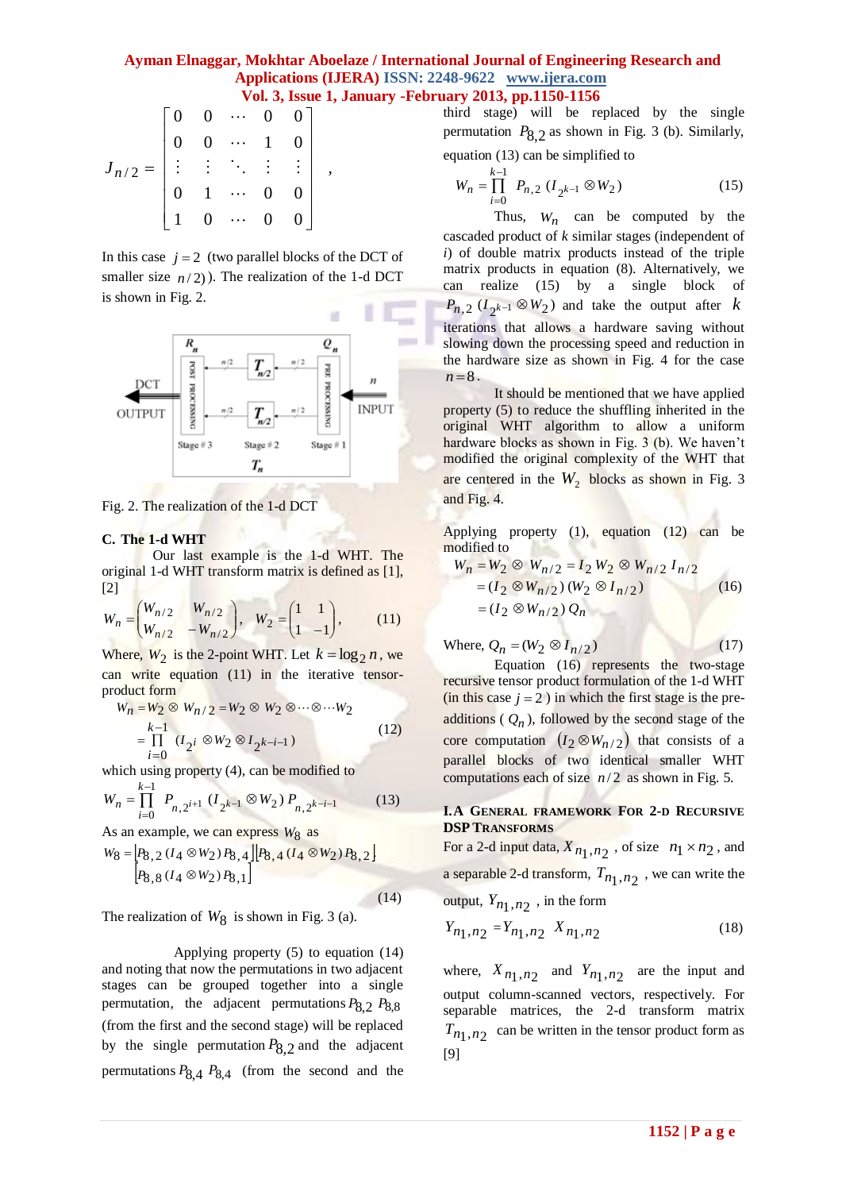$$J_{n/2} = \begin{bmatrix} 0 & 0 & \cdots & 0 & 0 \\ 0 & 0 & \cdots & 1 & 0 \\ \vdots & \vdots & \ddots & \vdots & \vdots \\ 0 & 1 & \cdots & 0 & 0 \\ 1 & 0 & \cdots & 0 & 0 \end{bmatrix},$$

In this case $j = 2$ (two parallel blocks of the DCT of smaller size $n/2$)). The realization of the 1-d DCT is shown in Fig. 2.

Fig. 2. The realization of the 1-d DCT

### C. The 1-d WHT

Our last example is the 1-d WHT. The original 1-d WHT transform matrix is defined as [1], [2]

$$W_n = \begin{pmatrix} W_{n/2} & W_{n/2} \\ W_{n/2} & -W_{n/2} \end{pmatrix}, \quad W_2 = \begin{pmatrix} 1 & 1 \\ 1 & -1 \end{pmatrix}, \tag{11}$$

Where, $W_2$ is the 2-point WHT. Let $k = \log_2 n$, we can write equation (11) in the iterative tensor-product form

$$W_n = W_2 \otimes W_{n/2} = W_2 \otimes W_2 \otimes \cdots \otimes \cdots W_2$$
$$= \prod_{i=0}^{k-1} (I_{2^i} \otimes W_2 \otimes I_{2^{k-i-1}}) \tag{12}$$

which using property (4), can be modified to

$$W_n = \prod_{i=0}^{k-1} P_{n,2^{i+1}} (I_{2^{k-1}} \otimes W_2) P_{n,2^{k-i-1}} \tag{13}$$

As an example, we can express $W_8$ as

$$W_8 = \left[P_{8,2} (I_4 \otimes W_2) P_{8,4}\right]\left[P_{8,4} (I_4 \otimes W_2) P_{8,2}\right]$$
$$\left[P_{8,8} (I_4 \otimes W_2) P_{8,1}\right] \tag{14}$$

The realization of $W_8$ is shown in Fig. 3 (a).

Applying property (5) to equation (14) and noting that now the permutations in two adjacent stages can be grouped together into a single permutation, the adjacent permutations $P_{8,2}\ P_{8,8}$ (from the first and the second stage) will be replaced by the single permutation $P_{8,2}$ and the adjacent permutations $P_{8,4}\ P_{8,4}$ (from the second and the third stage) will be replaced by the single permutation $P_{8,2}$ as shown in Fig. 3 (b). Similarly, equation (13) can be simplified to

$$W_n = \prod_{i=0}^{k-1} P_{n,2} (I_{2^{k-1}} \otimes W_2) \tag{15}$$

Thus, $W_n$ can be computed by the cascaded product of $k$ similar stages (independent of $i$) of double matrix products instead of the triple matrix products in equation (8). Alternatively, we can realize (15) by a single block of $P_{n,2} (I_{2^{k-1}} \otimes W_2)$ and take the output after $k$ iterations that allows a hardware saving without slowing down the processing speed and reduction in the hardware size as shown in Fig. 4 for the case $n = 8$.

It should be mentioned that we have applied property (5) to reduce the shuffling inherited in the original WHT algorithm to allow a uniform hardware blocks as shown in Fig. 3 (b). We haven't modified the original complexity of the WHT that are centered in the $W_2$ blocks as shown in Fig. 3 and Fig. 4.

Applying property (1), equation (12) can be modified to

$$W_n = W_2 \otimes W_{n/2} = I_2\, W_2 \otimes W_{n/2}\, I_{n/2}$$
$$= (I_2 \otimes W_{n/2})\,(W_2 \otimes I_{n/2}) \tag{16}$$
$$= (I_2 \otimes W_{n/2})\, Q_n$$

$$\text{Where, } Q_n = (W_2 \otimes I_{n/2}) \tag{17}$$

Equation (16) represents the two-stage recursive tensor product formulation of the 1-d WHT (in this case $j = 2$) in which the first stage is the pre-additions ($Q_n$), followed by the second stage of the core computation $(I_2 \otimes W_{n/2})$ that consists of a parallel blocks of two identical smaller WHT computations each of size $n/2$ as shown in Fig. 5.

## I.A General framework For 2-d Recursive DSP Transforms

For a 2-d input data, $X_{n_1,n_2}$, of size $n_1 \times n_2$, and a separable 2-d transform, $T_{n_1,n_2}$, we can write the output, $Y_{n_1,n_2}$, in the form

$$Y_{n_1,n_2} = Y_{n_1,n_2}\ X_{n_1,n_2} \tag{18}$$

where, $X_{n_1,n_2}$ and $Y_{n_1,n_2}$ are the input and output column-scanned vectors, respectively. For separable matrices, the 2-d transform matrix $T_{n_1,n_2}$ can be written in the tensor product form as [9]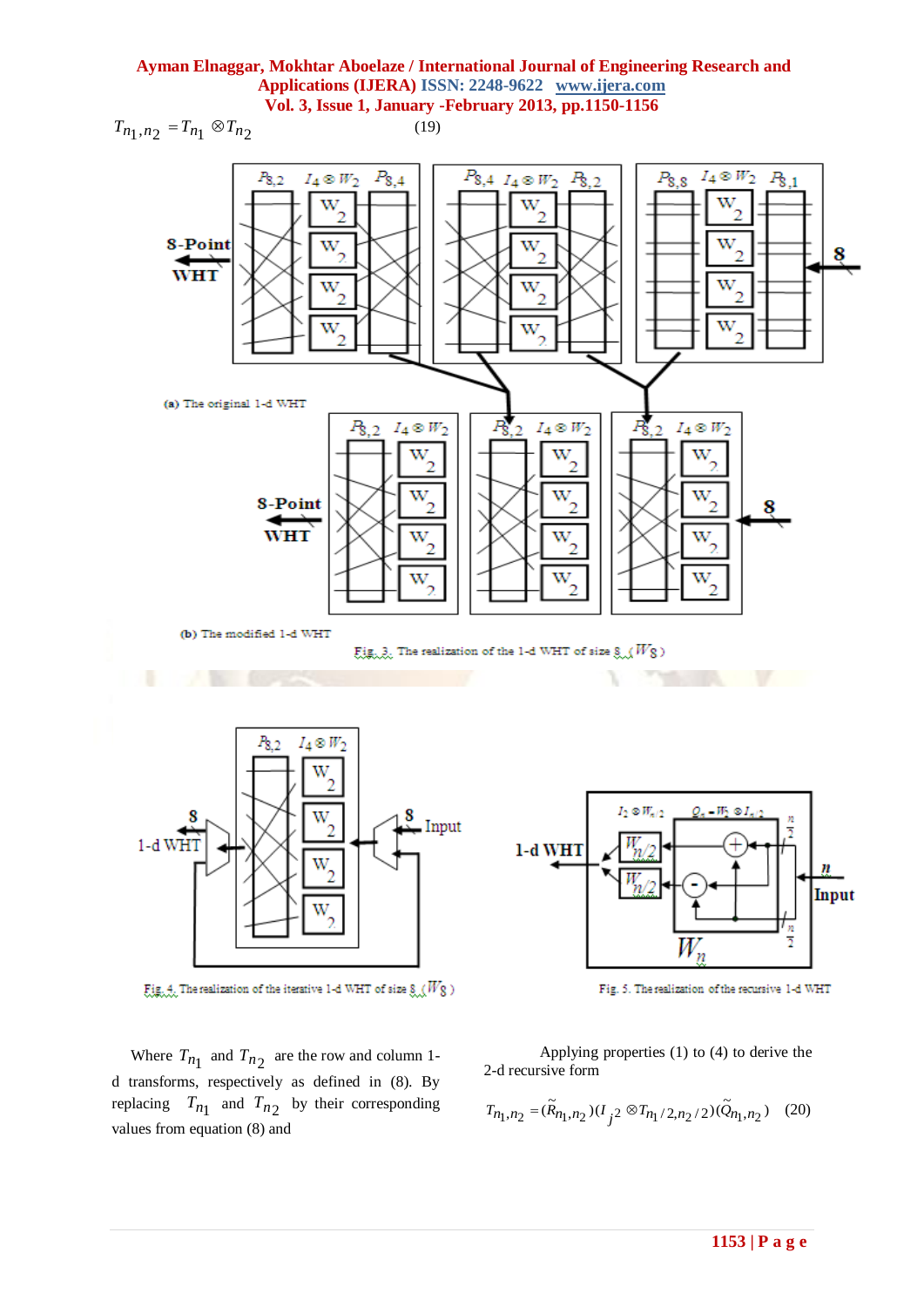$$T_{n_1,n_2} = T_{n_1} \otimes T_{n_2} \quad (19)$$

(a) The original 1-d WHT

(b) The modified 1-d WHT

Fig. 3. The realization of the 1-d WHT of size 8 ($W_8$)

Fig. 4. The realization of the iterative 1-d WHT of size 8 ($W_8$)

Fig. 5. The realization of the recursive 1-d WHT

Where $T_{n_1}$ and $T_{n_2}$ are the row and column 1-d transforms, respectively as defined in (8). By replacing $T_{n_1}$ and $T_{n_2}$ by their corresponding values from equation (8) and

Applying properties (1) to (4) to derive the 2-d recursive form

$$T_{n_1,n_2} = (\tilde{R}_{n_1,n_2})(I_{j^2} \otimes T_{n_1/2,n_2/2})(\tilde{Q}_{n_1,n_2}) \quad (20)$$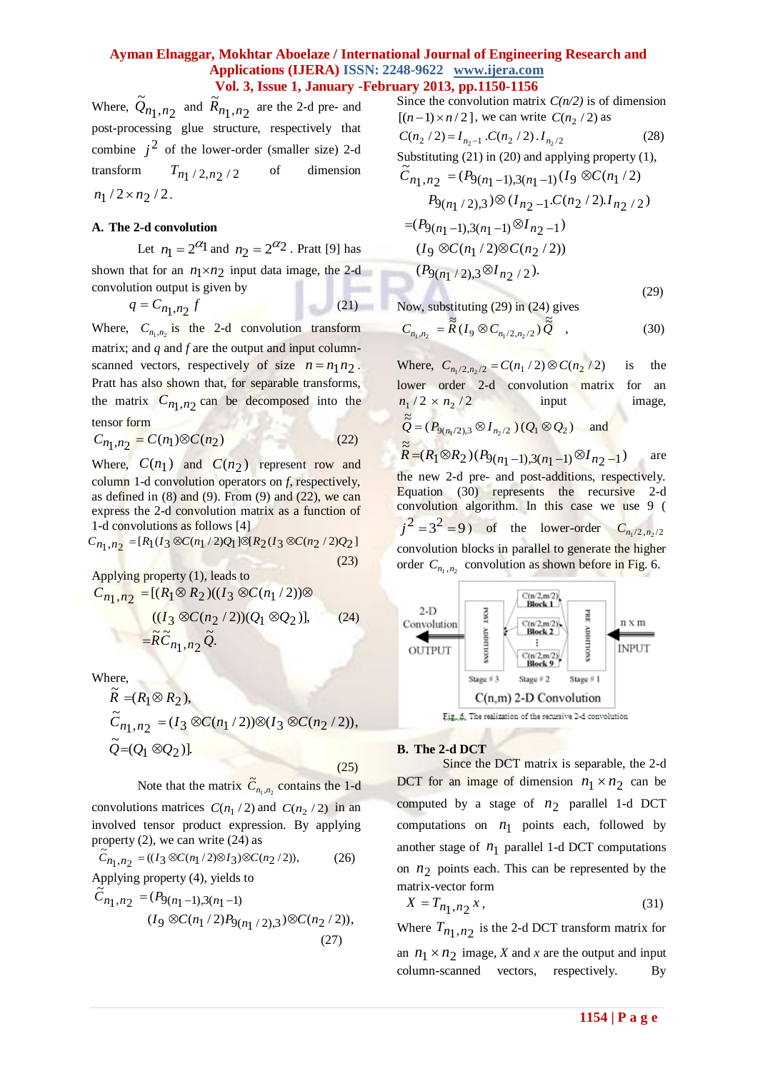Where, $\tilde{Q}_{n_1,n_2}$ and $\tilde{R}_{n_1,n_2}$ are the 2-d pre- and post-processing glue structure, respectively that combine $j^2$ of the lower-order (smaller size) 2-d transform $T_{n_1/2, n_2/2}$ of dimension $n_1/2 \times n_2/2$.

### A. The 2-d convolution

Let $n_1 = 2^{\alpha_1}$ and $n_2 = 2^{\alpha_2}$. Pratt [9] has shown that for an $n_1 \times n_2$ input data image, the 2-d convolution output is given by

$$q = C_{n_1,n_2} f \tag{21}$$

Where, $C_{n_1,n_2}$ is the 2-d convolution transform matrix; and $q$ and $f$ are the output and input column-scanned vectors, respectively of size $n = n_1 n_2$. Pratt has also shown that, for separable transforms, the matrix $C_{n_1,n_2}$ can be decomposed into the tensor form

$$C_{n_1,n_2} = C(n_1) \otimes C(n_2) \tag{22}$$

Where, $C(n_1)$ and $C(n_2)$ represent row and column 1-d convolution operators on $f$, respectively, as defined in (8) and (9). From (9) and (22), we can express the 2-d convolution matrix as a function of 1-d convolutions as follows [4]

$$C_{n_1,n_2} = [R_1(I_3 \otimes C(n_1/2)Q_1] \otimes [R_2(I_3 \otimes C(n_2/2)Q_2] \tag{23}$$

Applying property (1), leads to

$$\begin{aligned} C_{n_1,n_2} &= [(R_1 \otimes R_2)((I_3 \otimes C(n_1/2)) \otimes \\ &\quad ((I_3 \otimes C(n_2/2))(Q_1 \otimes Q_2)], \\ &= \tilde{R}\tilde{C}_{n_1,n_2}\tilde{Q}. \end{aligned} \tag{24}$$

Where,

$$\begin{aligned} \tilde{R} &= (R_1 \otimes R_2), \\ \tilde{C}_{n_1,n_2} &= (I_3 \otimes C(n_1/2)) \otimes (I_3 \otimes C(n_2/2)), \\ \tilde{Q} &= (Q_1 \otimes Q_2)]. \end{aligned} \tag{25}$$

Note that the matrix $\tilde{C}_{n_1,n_2}$ contains the 1-d convolutions matrices $C(n_1/2)$ and $C(n_2/2)$ in an involved tensor product expression. By applying property (2), we can write (24) as

$$\tilde{C}_{n_1,n_2} = ((I_3 \otimes C(n_1/2) \otimes I_3) \otimes C(n_2/2)), \tag{26}$$

Applying property (4), yields to

$$\begin{aligned} \tilde{C}_{n_1,n_2} &= (P_{9(n_1-1),3(n_1-1)} \\ &\quad (I_9 \otimes C(n_1/2) P_{9(n_1/2),3} \otimes C(n_2/2)), \end{aligned} \tag{27}$$

Since the convolution matrix $C(n/2)$ is of dimension $[(n-1) \times n/2]$, we can write $C(n_2/2)$ as

$$C(n_2/2) = I_{n_2-1} . C(n_2/2) . I_{n_2/2} \tag{28}$$

Substituting (21) in (20) and applying property (1),

$$\begin{aligned} \tilde{C}_{n_1,n_2} &= (P_{9(n_1-1),3(n_1-1)}(I_9 \otimes C(n_1/2) \\ &\quad P_{9(n_1/2),3}) \otimes (I_{n_2-1}.C(n_2/2).I_{n_2/2}) \\ &= (P_{9(n_1-1),3(n_1-1)} \otimes I_{n_2-1}) \\ &\quad (I_9 \otimes C(n_1/2) \otimes C(n_2/2)) \\ &\quad (P_{9(n_1/2),3} \otimes I_{n_2/2}). \end{aligned} \tag{29}$$

Now, substituting (29) in (24) gives

$$C_{n_1,n_2} = \tilde{\tilde{R}}(I_9 \otimes C_{n_1/2,n_2/2})\tilde{\tilde{Q}} \quad , \tag{30}$$

Where, $C_{n_1/2,n_2/2} = C(n_1/2) \otimes C(n_2/2)$ is the lower order 2-d convolution matrix for an $n_1/2 \times n_2/2$ input image, $\tilde{\tilde{Q}} = (P_{9(n_1/2),3} \otimes I_{n_2/2})(Q_1 \otimes Q_2)$ and $\tilde{\tilde{R}} = (R_1 \otimes R_2)(P_{9(n_1-1),3(n_1-1)} \otimes I_{n_2-1})$ are the new 2-d pre- and post-additions, respectively. Equation (30) represents the recursive 2-d convolution algorithm. In this case we use 9 ($j^2 = 3^2 = 9$) of the lower-order $C_{n_1/2,n_2/2}$ convolution blocks in parallel to generate the higher order $C_{n_1,n_2}$ convolution as shown before in Fig. 6.

2-D Convolution OUTPUT ← POST ADDITIONS (Stage # 3) ← C(n/2,m/2) Block 1, C(n/2,m/2) Block 2, ⋮, C(n/2,m/2) Block 9 (Stage # 2) ← PRE ADDITIONS (Stage # 1) ← n x m INPUT

C(n,m) 2-D Convolution

Fig. 6. The realization of the recursive 2-d convolution

### B. The 2-d DCT

Since the DCT matrix is separable, the 2-d DCT for an image of dimension $n_1 \times n_2$ can be computed by a stage of $n_2$ parallel 1-d DCT computations on $n_1$ points each, followed by another stage of $n_1$ parallel 1-d DCT computations on $n_2$ points each. This can be represented by the matrix-vector form

$$X = T_{n_1,n_2} x, \tag{31}$$

Where $T_{n_1,n_2}$ is the 2-d DCT transform matrix for an $n_1 \times n_2$ image, $X$ and $x$ are the output and input column-scanned vectors, respectively. By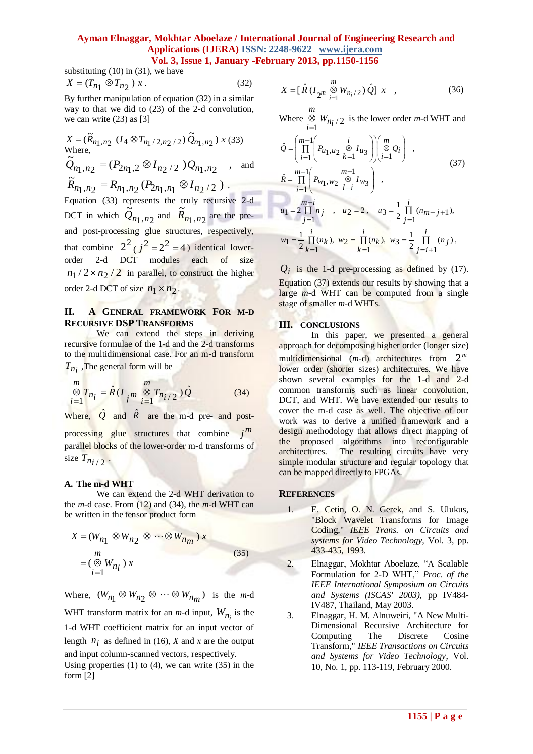substituting (10) in (31), we have

$$X = (T_{n_1} \otimes T_{n_2})\, x. \tag{32}$$

By further manipulation of equation (32) in a similar way to that we did to (23) of the 2-d convolution, we can write (23) as [3]

$$X = (\tilde{R}_{n_1,n_2}\ (I_4 \otimes T_{n_1/2, n_2/2})\, \tilde{Q}_{n_1,n_2})\, x \tag{33}$$

Where,

$\tilde{Q}_{n_1,n_2} = (P_{2n_1,2} \otimes I_{n_2/2})\, Q_{n_1,n_2}$ , and

$\tilde{R}_{n_1,n_2} = R_{n_1,n_2}\,(P_{2n_1,n_1} \otimes I_{n_2/2})$ .

Equation (33) represents the truly recursive 2-d DCT in which $\tilde{Q}_{n_1,n_2}$ and $\tilde{R}_{n_1,n_2}$ are the pre- and post-processing glue structures, respectively, that combine $2^2\ (j^2 = 2^2 = 4)$ identical lower-order 2-d DCT modules each of size $n_1/2 \times n_2/2$ in parallel, to construct the higher order 2-d DCT of size $n_1 \times n_2$.

## II. A General Framework For M-D Recursive DSP Transforms

We can extend the steps in deriving recursive formulae of the 1-d and the 2-d transforms to the multidimensional case. For an m-d transform $T_{n_i}$ ,The general form will be

$$\bigotimes_{i=1}^{m} T_{n_i} = \hat{R}\,(I_{j^m} \bigotimes_{i=1}^{m} T_{n_i/2})\,\hat{Q} \tag{34}$$

Where, $\hat{Q}$ and $\hat{R}$ are the m-d pre- and post-processing glue structures that combine $j^m$ parallel blocks of the lower-order m-d transforms of size $T_{n_i/2}$ .

### A. The m-d WHT

We can extend the 2-d WHT derivation to the *m*-d case. From (12) and (34), the *m*-d WHT can be written in the tensor product form

$$\begin{aligned} X &= (W_{n_1} \otimes W_{n_2} \otimes \cdots \otimes W_{n_m})\, x \\ &= (\bigotimes_{i=1}^{m} W_{n_i})\, x \end{aligned} \tag{35}$$

Where, $(W_{n_1} \otimes W_{n_2} \otimes \cdots \otimes W_{n_m})$ is the *m*-d WHT transform matrix for an *m*-d input, $W_{n_i}$ is the 1-d WHT coefficient matrix for an input vector of length $n_i$ as defined in (16), *X* and *x* are the output and input column-scanned vectors, respectively.

Using properties (1) to (4), we can write (35) in the form [2]

$$X = [\,\hat{R}\,(I_{2^m} \bigotimes_{i=1}^{m} W_{n_i/2})\,\hat{Q}\,]\ x \quad , \tag{36}$$

Where $\bigotimes_{i=1}^{m} W_{n_i/2}$ is the lower order *m*-d WHT and

$$\begin{aligned}
\hat{Q} &= \left(\prod_{i=1}^{m-1}\left(P_{u_1,u_2} \bigotimes_{k=1}^{i} I_{u_3}\right)\right)\left(\bigotimes_{i=1}^{m} Q_i\right) \quad , \\
\hat{R} &= \prod_{i=1}^{m-1}\left(P_{w_1,w_2} \bigotimes_{l=i}^{m-1} I_{w_3}\right) \quad , \\
u_1 &= 2\prod_{j=1}^{m-i} n_j \quad , \quad u_2 = 2, \quad u_3 = \frac{1}{2}\prod_{j=1}^{i}(n_{m-j+1}), \\
w_1 &= \frac{1}{2}\prod_{k=1}^{i}(n_k),\ \ w_2 = \prod_{k=1}^{i}(n_k),\ \ w_3 = \frac{1}{2}\prod_{j=i+1}^{i}(n_j),
\end{aligned} \tag{37}$$

$Q_i$ is the 1-d pre-processing as defined by (17). Equation (37) extends our results by showing that a large *m*-d WHT can be computed from a single stage of smaller *m*-d WHTs.

## III. Conclusions

In this paper, we presented a general approach for decomposing higher order (longer size) multidimensional (*m*-d) architectures from $2^m$ lower order (shorter sizes) architectures. We have shown several examples for the 1-d and 2-d common transforms such as linear convolution, DCT, and WHT. We have extended our results to cover the *m*-d case. The objective of our work was to derive a unified framework and a design methodology that allows direct mapping of the proposed algorithms into reconfigurable architectures. The resulting circuits have very simple modular structure and regular topology that can be mapped directly to FPGAs.

## References

1. E. Cetin, O. N. Gerek, and S. Ulukus, "Block Wavelet Transforms for Image Coding," *IEEE Trans. on Circuits and systems for Video Technology*, Vol. 3, pp. 433-435, 1993.
2. Elnaggar, Mokhtar Aboelaze, "A Scalable Formulation for 2-D WHT," *Proc. of the IEEE International Symposium on Circuits and Systems (ISCAS' 2003)*, pp IV484-IV487, Thailand, May 2003.
3. Elnaggar, H. M. Alnuweiri, "A New Multi-Dimensional Recursive Architecture for Computing The Discrete Cosine Transform," *IEEE Transactions on Circuits and Systems for Video Technology*, Vol. 10, No. 1, pp. 113-119, February 2000.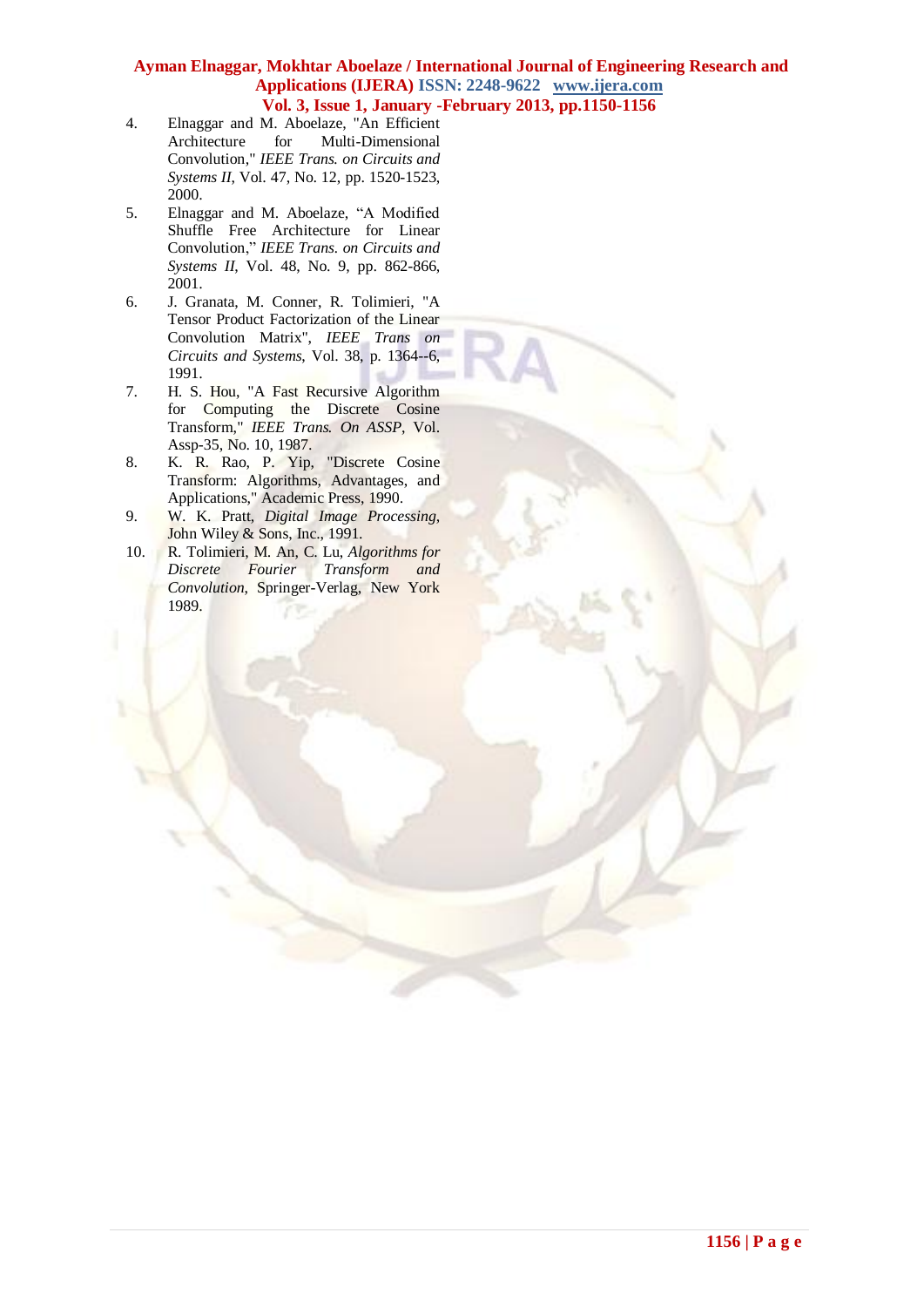4. Elnaggar and M. Aboelaze, "An Efficient Architecture for Multi-Dimensional Convolution," *IEEE Trans. on Circuits and Systems II*, Vol. 47, No. 12, pp. 1520-1523, 2000.
5. Elnaggar and M. Aboelaze, "A Modified Shuffle Free Architecture for Linear Convolution," *IEEE Trans. on Circuits and Systems II*, Vol. 48, No. 9, pp. 862-866, 2001.
6. J. Granata, M. Conner, R. Tolimieri, "A Tensor Product Factorization of the Linear Convolution Matrix", *IEEE Trans on Circuits and Systems*, Vol. 38, p. 1364--6, 1991.
7. H. S. Hou, "A Fast Recursive Algorithm for Computing the Discrete Cosine Transform," *IEEE Trans. On ASSP*, Vol. Assp-35, No. 10, 1987.
8. K. R. Rao, P. Yip, "Discrete Cosine Transform: Algorithms, Advantages, and Applications," Academic Press, 1990.
9. W. K. Pratt, *Digital Image Processing*, John Wiley & Sons, Inc., 1991.
10. R. Tolimieri, M. An, C. Lu, *Algorithms for Discrete Fourier Transform and Convolution*, Springer-Verlag, New York 1989.